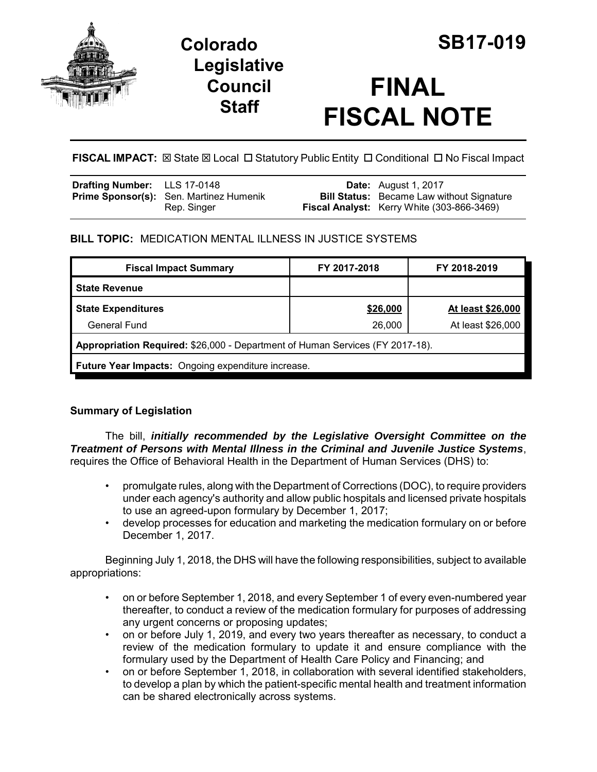# Colorado Legislative Council Staff

# SB17-019

# FINAL FISCAL NOTE

**FISCAL IMPACT:** ☒ State ☒ Local ☐ Statutory Public Entity ☐ Conditional ☐ No Fiscal Impact

| | | | |
|---|---|---|---|
| **Drafting Number:** | LLS 17-0148 | **Date:** | August 1, 2017 |
| **Prime Sponsor(s):** | Sen. Martinez Humenik<br>Rep. Singer | **Bill Status:** | Became Law without Signature |
| | | **Fiscal Analyst:** | Kerry White (303-866-3469) |

## BILL TOPIC: MEDICATION MENTAL ILLNESS IN JUSTICE SYSTEMS

| Fiscal Impact Summary | FY 2017-2018 | FY 2018-2019 |
|---|---|---|
| **State Revenue** | | |
| **State Expenditures** | **$26,000** | **At least $26,000** |
| General Fund | 26,000 | At least $26,000 |
| **Appropriation Required:** $26,000 - Department of Human Services (FY 2017-18). | | |
| **Future Year Impacts:** Ongoing expenditure increase. | | |

### Summary of Legislation

The bill, ***initially recommended by the Legislative Oversight Committee on the Treatment of Persons with Mental Illness in the Criminal and Juvenile Justice Systems***, requires the Office of Behavioral Health in the Department of Human Services (DHS) to:

- promulgate rules, along with the Department of Corrections (DOC), to require providers under each agency's authority and allow public hospitals and licensed private hospitals to use an agreed-upon formulary by December 1, 2017;
- develop processes for education and marketing the medication formulary on or before December 1, 2017.

Beginning July 1, 2018, the DHS will have the following responsibilities, subject to available appropriations:

- on or before September 1, 2018, and every September 1 of every even-numbered year thereafter, to conduct a review of the medication formulary for purposes of addressing any urgent concerns or proposing updates;
- on or before July 1, 2019, and every two years thereafter as necessary, to conduct a review of the medication formulary to update it and ensure compliance with the formulary used by the Department of Health Care Policy and Financing; and
- on or before September 1, 2018, in collaboration with several identified stakeholders, to develop a plan by which the patient-specific mental health and treatment information can be shared electronically across systems.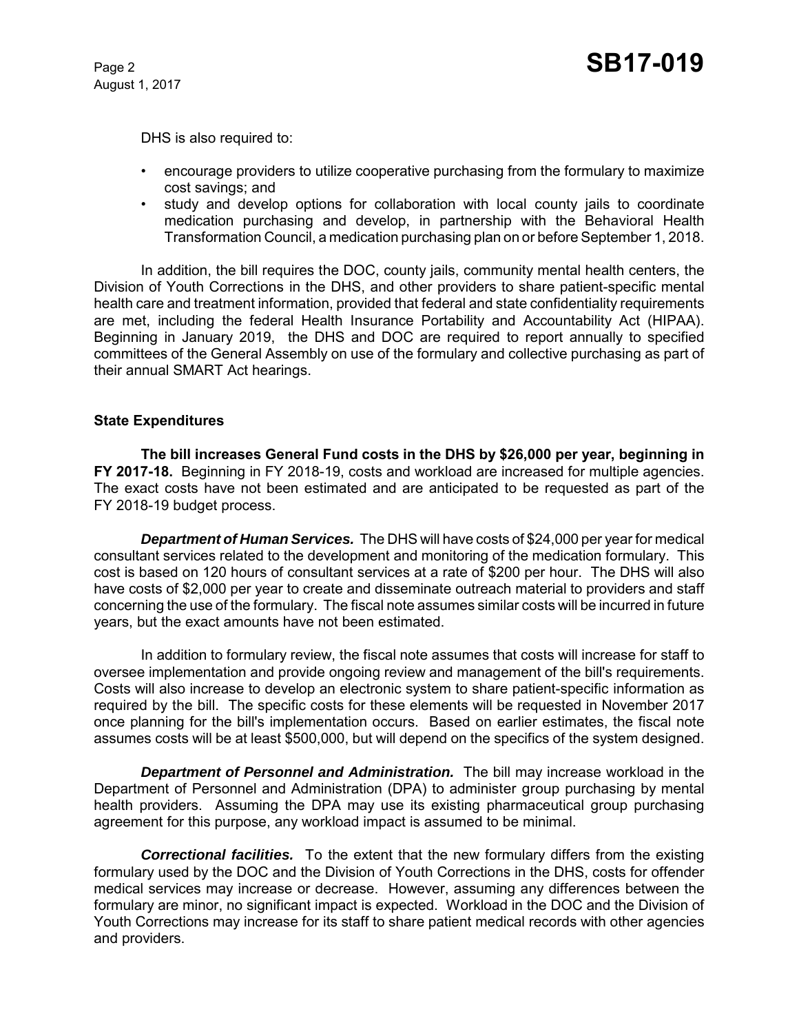DHS is also required to:

- encourage providers to utilize cooperative purchasing from the formulary to maximize cost savings; and
- study and develop options for collaboration with local county jails to coordinate medication purchasing and develop, in partnership with the Behavioral Health Transformation Council, a medication purchasing plan on or before September 1, 2018.

In addition, the bill requires the DOC, county jails, community mental health centers, the Division of Youth Corrections in the DHS, and other providers to share patient-specific mental health care and treatment information, provided that federal and state confidentiality requirements are met, including the federal Health Insurance Portability and Accountability Act (HIPAA). Beginning in January 2019, the DHS and DOC are required to report annually to specified committees of the General Assembly on use of the formulary and collective purchasing as part of their annual SMART Act hearings.

### State Expenditures

**The bill increases General Fund costs in the DHS by $26,000 per year, beginning in FY 2017-18.** Beginning in FY 2018-19, costs and workload are increased for multiple agencies. The exact costs have not been estimated and are anticipated to be requested as part of the FY 2018-19 budget process.

***Department of Human Services.*** The DHS will have costs of $24,000 per year for medical consultant services related to the development and monitoring of the medication formulary. This cost is based on 120 hours of consultant services at a rate of $200 per hour. The DHS will also have costs of $2,000 per year to create and disseminate outreach material to providers and staff concerning the use of the formulary. The fiscal note assumes similar costs will be incurred in future years, but the exact amounts have not been estimated.

In addition to formulary review, the fiscal note assumes that costs will increase for staff to oversee implementation and provide ongoing review and management of the bill's requirements. Costs will also increase to develop an electronic system to share patient-specific information as required by the bill. The specific costs for these elements will be requested in November 2017 once planning for the bill's implementation occurs. Based on earlier estimates, the fiscal note assumes costs will be at least $500,000, but will depend on the specifics of the system designed.

***Department of Personnel and Administration.*** The bill may increase workload in the Department of Personnel and Administration (DPA) to administer group purchasing by mental health providers. Assuming the DPA may use its existing pharmaceutical group purchasing agreement for this purpose, any workload impact is assumed to be minimal.

***Correctional facilities.*** To the extent that the new formulary differs from the existing formulary used by the DOC and the Division of Youth Corrections in the DHS, costs for offender medical services may increase or decrease. However, assuming any differences between the formulary are minor, no significant impact is expected. Workload in the DOC and the Division of Youth Corrections may increase for its staff to share patient medical records with other agencies and providers.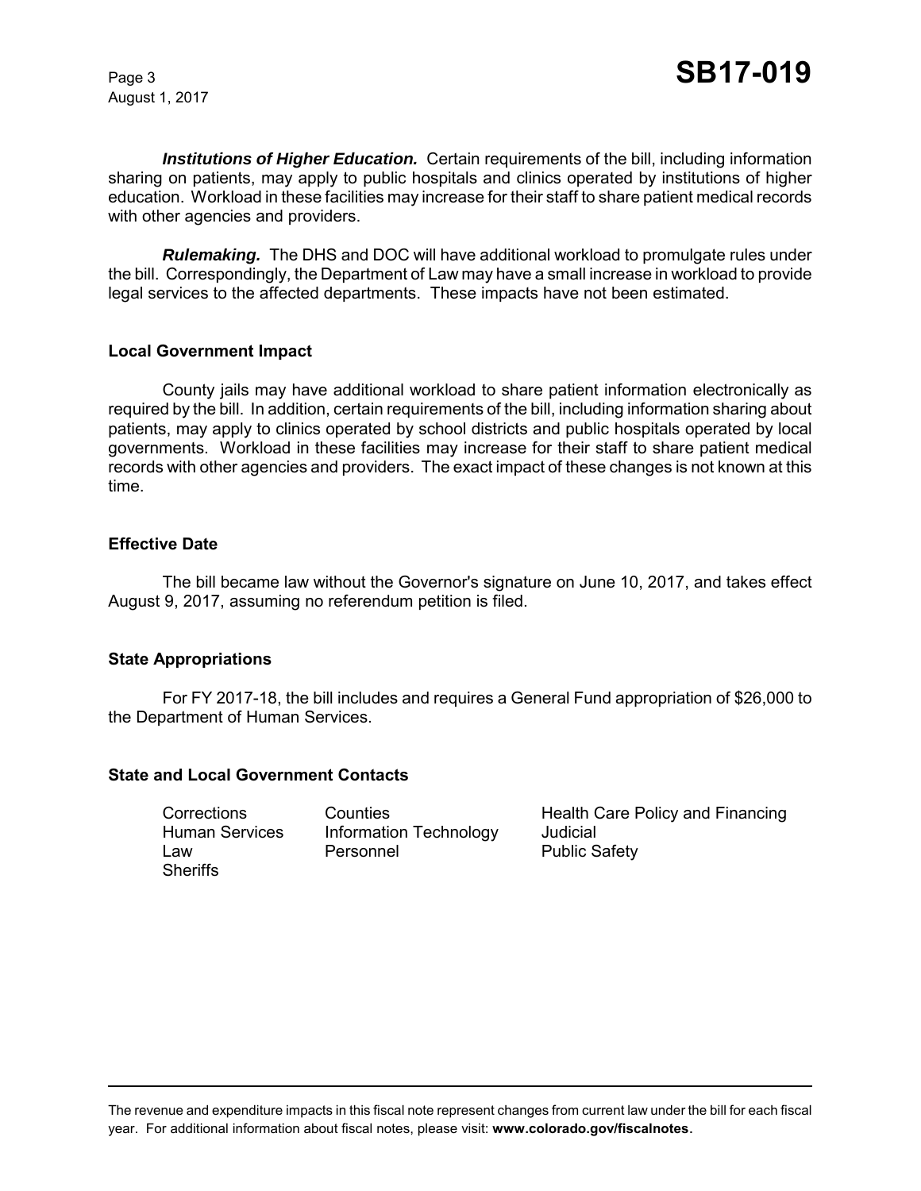***Institutions of Higher Education.*** Certain requirements of the bill, including information sharing on patients, may apply to public hospitals and clinics operated by institutions of higher education. Workload in these facilities may increase for their staff to share patient medical records with other agencies and providers.

***Rulemaking.*** The DHS and DOC will have additional workload to promulgate rules under the bill. Correspondingly, the Department of Law may have a small increase in workload to provide legal services to the affected departments. These impacts have not been estimated.

### Local Government Impact

County jails may have additional workload to share patient information electronically as required by the bill. In addition, certain requirements of the bill, including information sharing about patients, may apply to clinics operated by school districts and public hospitals operated by local governments. Workload in these facilities may increase for their staff to share patient medical records with other agencies and providers. The exact impact of these changes is not known at this time.

### Effective Date

The bill became law without the Governor's signature on June 10, 2017, and takes effect August 9, 2017, assuming no referendum petition is filed.

### State Appropriations

For FY 2017-18, the bill includes and requires a General Fund appropriation of $26,000 to the Department of Human Services.

### State and Local Government Contacts

| | | |
|---|---|---|
| Corrections | Counties | Health Care Policy and Financing |
| Human Services | Information Technology | Judicial |
| Law | Personnel | Public Safety |
| Sheriffs | | |

The revenue and expenditure impacts in this fiscal note represent changes from current law under the bill for each fiscal year. For additional information about fiscal notes, please visit: **www.colorado.gov/fiscalnotes.**